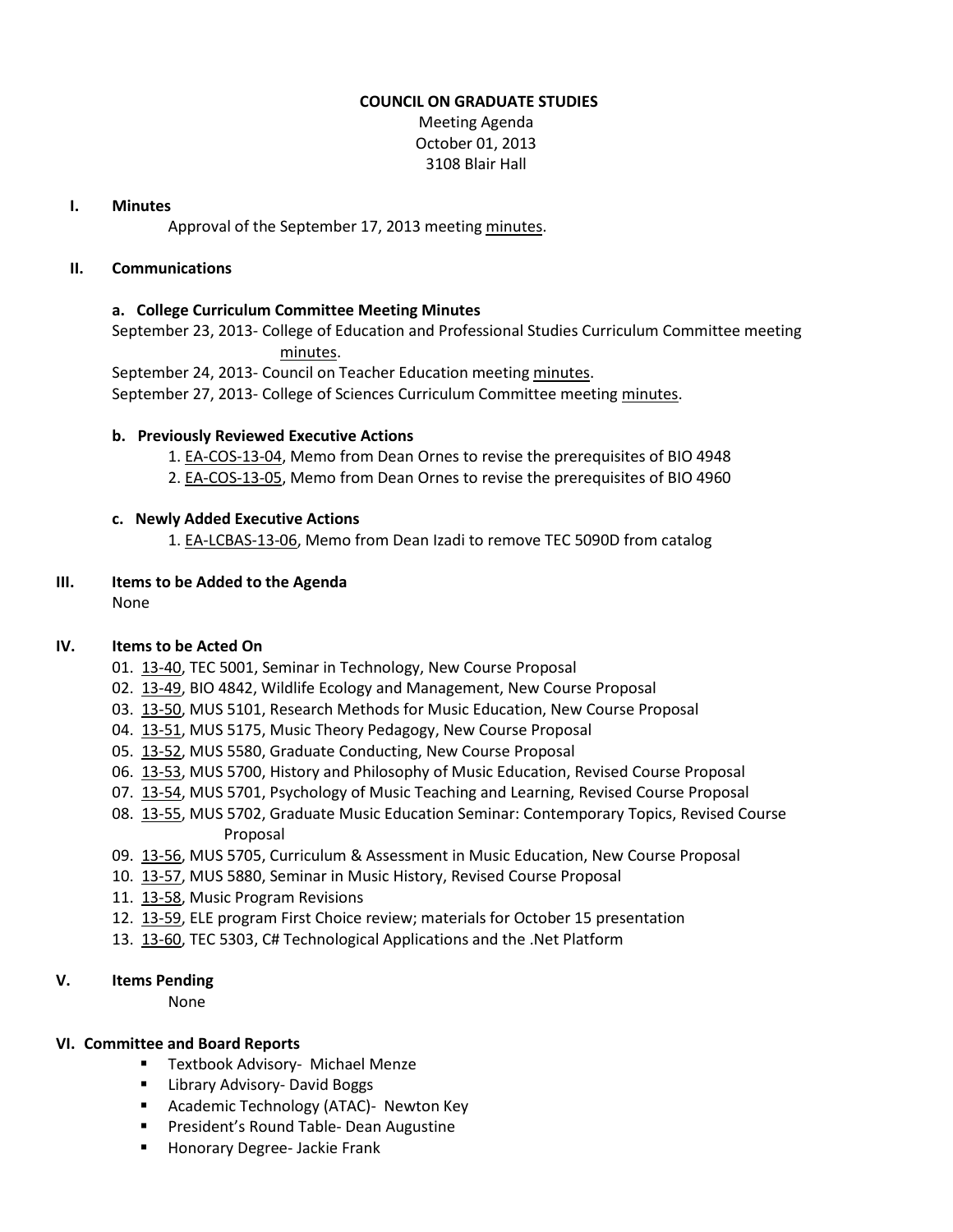# COUNCIL ON GRADUATE STUDIES

Meeting Agenda
October 01, 2013
3108 Blair Hall

## I. Minutes

Approval of the September 17, 2013 meeting minutes.

## II. Communications

### a. College Curriculum Committee Meeting Minutes

September 23, 2013- College of Education and Professional Studies Curriculum Committee meeting minutes.

September 24, 2013- Council on Teacher Education meeting minutes.

September 27, 2013- College of Sciences Curriculum Committee meeting minutes.

### b. Previously Reviewed Executive Actions

1. EA-COS-13-04, Memo from Dean Ornes to revise the prerequisites of BIO 4948
2. EA-COS-13-05, Memo from Dean Ornes to revise the prerequisites of BIO 4960

### c. Newly Added Executive Actions

1. EA-LCBAS-13-06, Memo from Dean Izadi to remove TEC 5090D from catalog

## III. Items to be Added to the Agenda

None

## IV. Items to be Acted On

01. 13-40, TEC 5001, Seminar in Technology, New Course Proposal
02. 13-49, BIO 4842, Wildlife Ecology and Management, New Course Proposal
03. 13-50, MUS 5101, Research Methods for Music Education, New Course Proposal
04. 13-51, MUS 5175, Music Theory Pedagogy, New Course Proposal
05. 13-52, MUS 5580, Graduate Conducting, New Course Proposal
06. 13-53, MUS 5700, History and Philosophy of Music Education, Revised Course Proposal
07. 13-54, MUS 5701, Psychology of Music Teaching and Learning, Revised Course Proposal
08. 13-55, MUS 5702, Graduate Music Education Seminar: Contemporary Topics, Revised Course Proposal
09. 13-56, MUS 5705, Curriculum & Assessment in Music Education, New Course Proposal
10. 13-57, MUS 5880, Seminar in Music History, Revised Course Proposal
11. 13-58, Music Program Revisions
12. 13-59, ELE program First Choice review; materials for October 15 presentation
13. 13-60, TEC 5303, C# Technological Applications and the .Net Platform

## V. Items Pending

None

## VI. Committee and Board Reports

- Textbook Advisory- Michael Menze
- Library Advisory- David Boggs
- Academic Technology (ATAC)- Newton Key
- President's Round Table- Dean Augustine
- Honorary Degree- Jackie Frank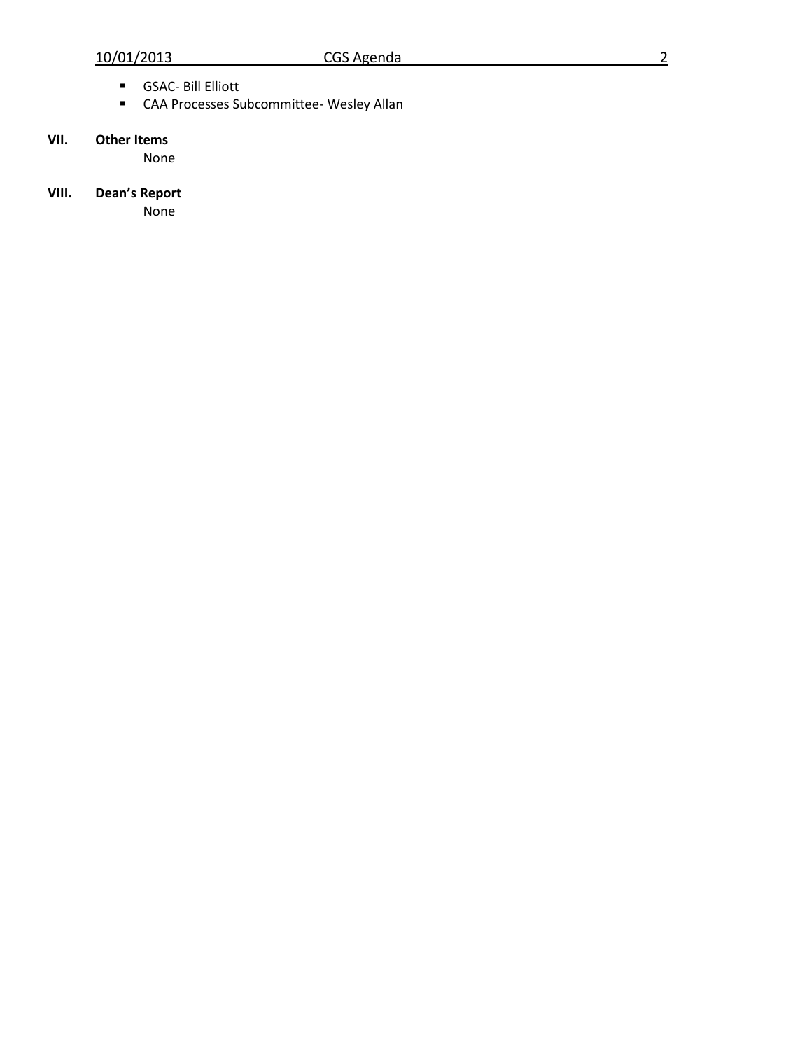- GSAC- Bill Elliott
- CAA Processes Subcommittee- Wesley Allan

## VII. Other Items

None

## VIII. Dean's Report

None